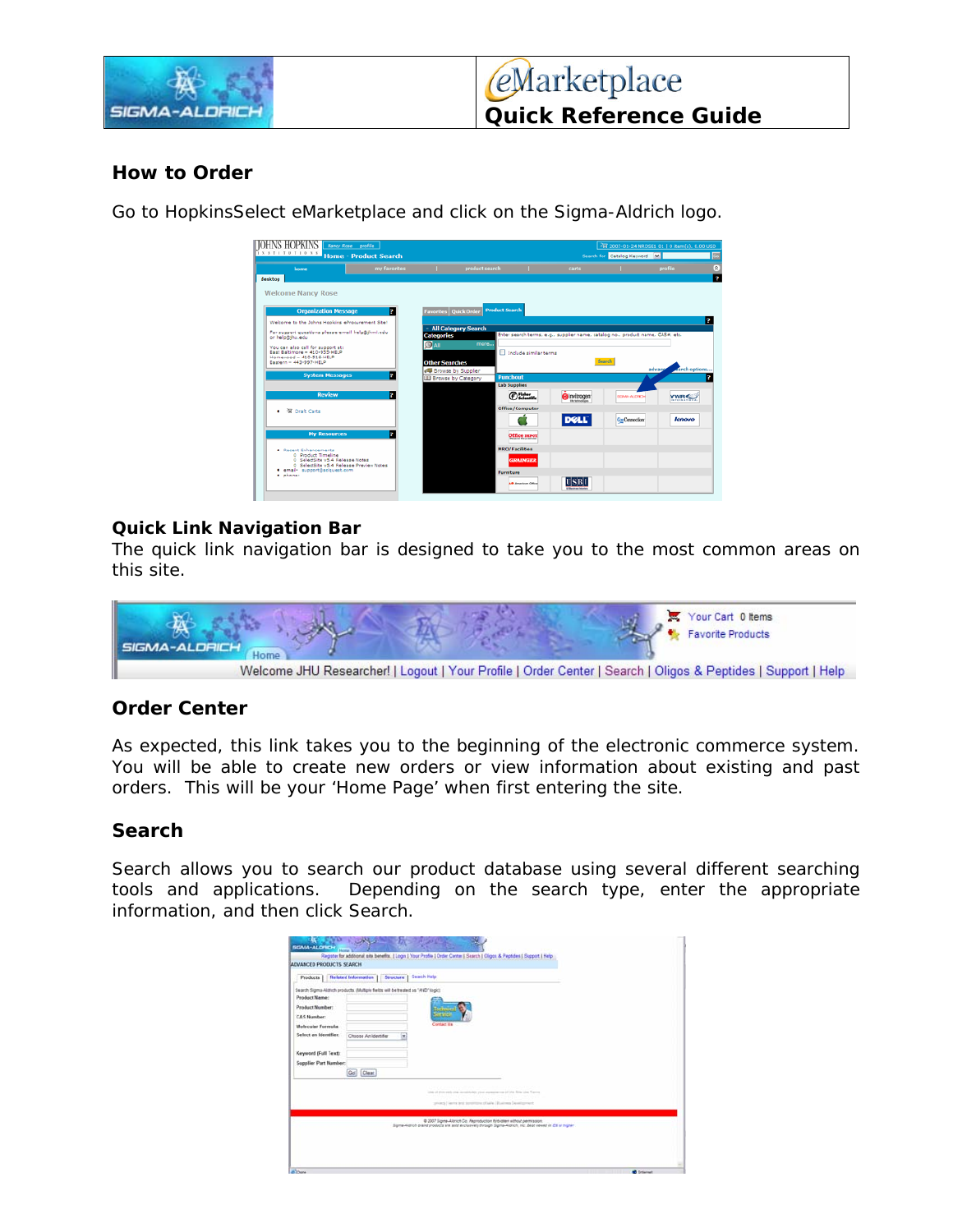# eMarketplace Quick Reference Guide

## How to Order

Go to HopkinsSelect eMarketplace and click on the Sigma-Aldrich logo.

## Quick Link Navigation Bar

The quick link navigation bar is designed to take you to the most common areas on this site.

## Order Center

As expected, this link takes you to the beginning of the electronic commerce system. You will be able to create new orders or view information about existing and past orders. This will be your 'Home Page' when first entering the site.

## Search

Search allows you to search our product database using several different searching tools and applications. Depending on the search type, enter the appropriate information, and then click Search.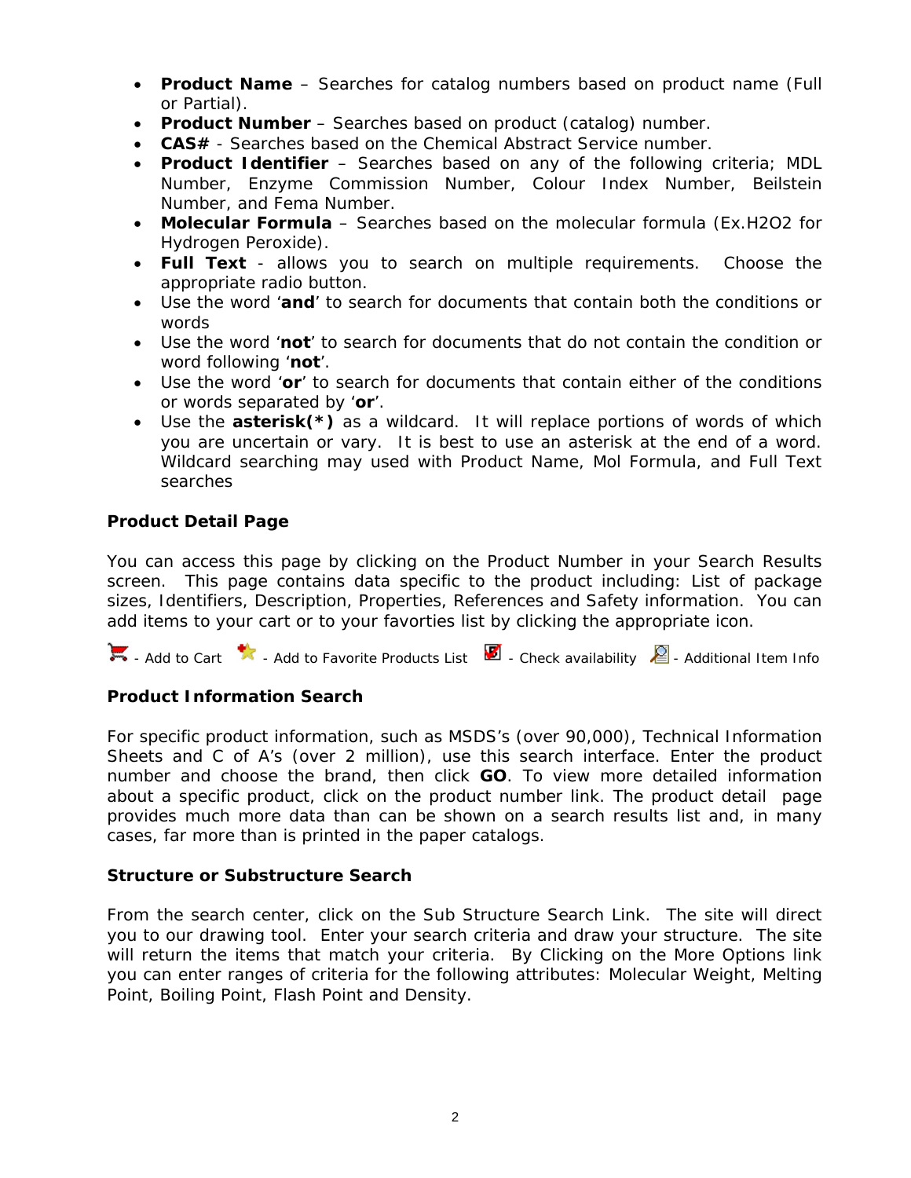- **Product Name** – Searches for catalog numbers based on product name (Full or Partial).
- **Product Number** – Searches based on product (catalog) number.
- **CAS#** - Searches based on the Chemical Abstract Service number.
- **Product Identifier** – Searches based on any of the following criteria; MDL Number, Enzyme Commission Number, Colour Index Number, Beilstein Number, and Fema Number.
- **Molecular Formula** – Searches based on the molecular formula (Ex.H2O2 for Hydrogen Peroxide).
- **Full Text** - allows you to search on multiple requirements. Choose the appropriate radio button.
- Use the word '**and**' to search for documents that contain both the conditions or words
- Use the word '**not**' to search for documents that do not contain the condition or word following '**not**'.
- Use the word '**or**' to search for documents that contain either of the conditions or words separated by '**or**'.
- Use the **asterisk(*)** as a wildcard. It will replace portions of words of which you are uncertain or vary. It is best to use an asterisk at the end of a word. Wildcard searching may used with Product Name, Mol Formula, and Full Text searches

**Product Detail Page**

You can access this page by clicking on the Product Number in your Search Results screen. This page contains data specific to the product including: List of package sizes, Identifiers, Description, Properties, References and Safety information. You can add items to your cart or to your favorties list by clicking the appropriate icon.

- Add to Cart - Add to Favorite Products List - Check availability - Additional Item Info

**Product Information Search**

For specific product information, such as MSDS's (over 90,000), Technical Information Sheets and C of A's (over 2 million), use this search interface. Enter the product number and choose the brand, then click **GO**. To view more detailed information about a specific product, click on the product number link. The product detail page provides much more data than can be shown on a search results list and, in many cases, far more than is printed in the paper catalogs.

**Structure or Substructure Search**

From the search center, click on the Sub Structure Search Link. The site will direct you to our drawing tool. Enter your search criteria and draw your structure. The site will return the items that match your criteria. By Clicking on the More Options link you can enter ranges of criteria for the following attributes: Molecular Weight, Melting Point, Boiling Point, Flash Point and Density.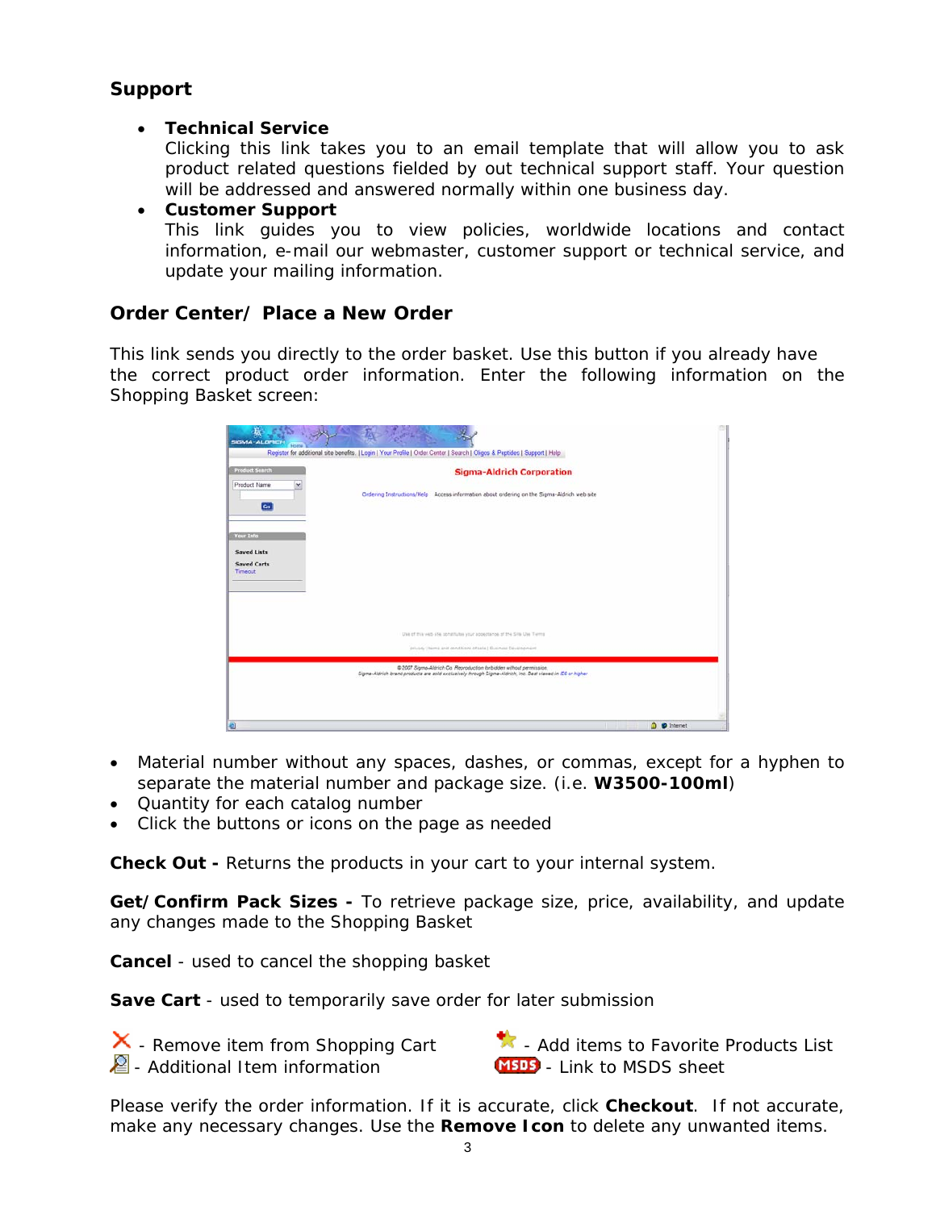## Support

- **Technical Service**
  Clicking this link takes you to an email template that will allow you to ask product related questions fielded by out technical support staff. Your question will be addressed and answered normally within one business day.
- **Customer Support**
  This link guides you to view policies, worldwide locations and contact information, e-mail our webmaster, customer support or technical service, and update your mailing information.

## Order Center/ Place a New Order

This link sends you directly to the order basket. Use this button if you already have the correct product order information. Enter the following information on the Shopping Basket screen:

- Material number without any spaces, dashes, or commas, except for a hyphen to separate the material number and package size. (i.e. **W3500-100ml**)
- Quantity for each catalog number
- Click the buttons or icons on the page as needed

**Check Out -** Returns the products in your cart to your internal system.

**Get/Confirm Pack Sizes -** To retrieve package size, price, availability, and update any changes made to the Shopping Basket

**Cancel** - used to cancel the shopping basket

**Save Cart** - used to temporarily save order for later submission

- Remove item from Shopping Cart
- Add items to Favorite Products List
- Additional Item information
- Link to MSDS sheet

Please verify the order information. If it is accurate, click **Checkout**. If not accurate, make any necessary changes. Use the **Remove Icon** to delete any unwanted items.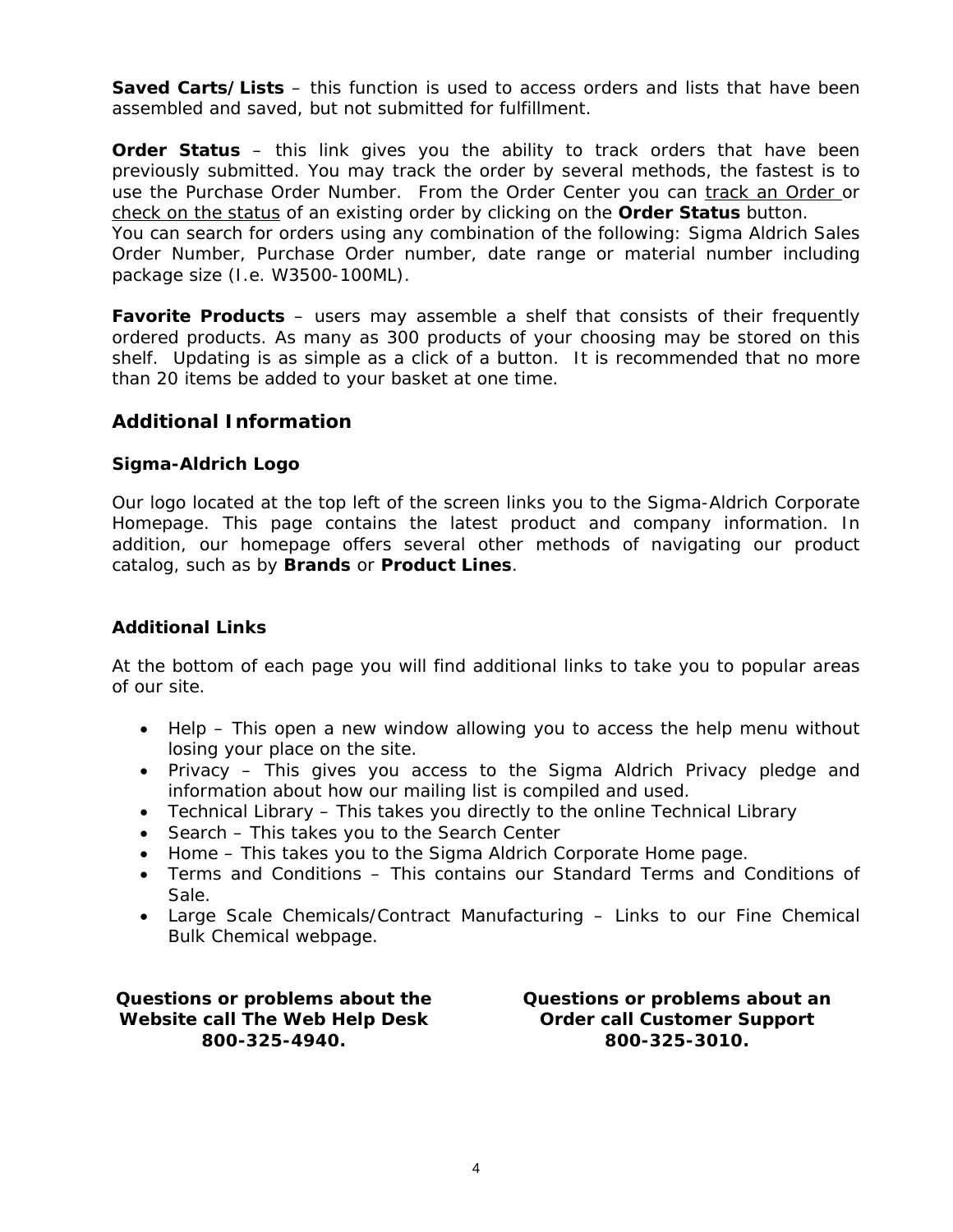**Saved Carts/Lists** – this function is used to access orders and lists that have been assembled and saved, but not submitted for fulfillment.

**Order Status** – this link gives you the ability to track orders that have been previously submitted. You may track the order by several methods, the fastest is to use the Purchase Order Number. From the Order Center you can track an Order or check on the status of an existing order by clicking on the **Order Status** button.
You can search for orders using any combination of the following: Sigma Aldrich Sales Order Number, Purchase Order number, date range or material number including package size (I.e. W3500-100ML).

**Favorite Products** – users may assemble a shelf that consists of their frequently ordered products. As many as 300 products of your choosing may be stored on this shelf. Updating is as simple as a click of a button. It is recommended that no more than 20 items be added to your basket at one time.

## Additional Information

### Sigma-Aldrich Logo

Our logo located at the top left of the screen links you to the Sigma-Aldrich Corporate Homepage. This page contains the latest product and company information. In addition, our homepage offers several other methods of navigating our product catalog, such as by **Brands** or **Product Lines**.

### Additional Links

At the bottom of each page you will find additional links to take you to popular areas of our site.

- Help – This open a new window allowing you to access the help menu without losing your place on the site.
- Privacy – This gives you access to the Sigma Aldrich Privacy pledge and information about how our mailing list is compiled and used.
- Technical Library – This takes you directly to the online Technical Library
- Search – This takes you to the Search Center
- Home – This takes you to the Sigma Aldrich Corporate Home page.
- Terms and Conditions – This contains our Standard Terms and Conditions of Sale.
- Large Scale Chemicals/Contract Manufacturing – Links to our Fine Chemical Bulk Chemical webpage.

**Questions or problems about the Website call The Web Help Desk 800-325-4940.**

**Questions or problems about an Order call Customer Support 800-325-3010.**